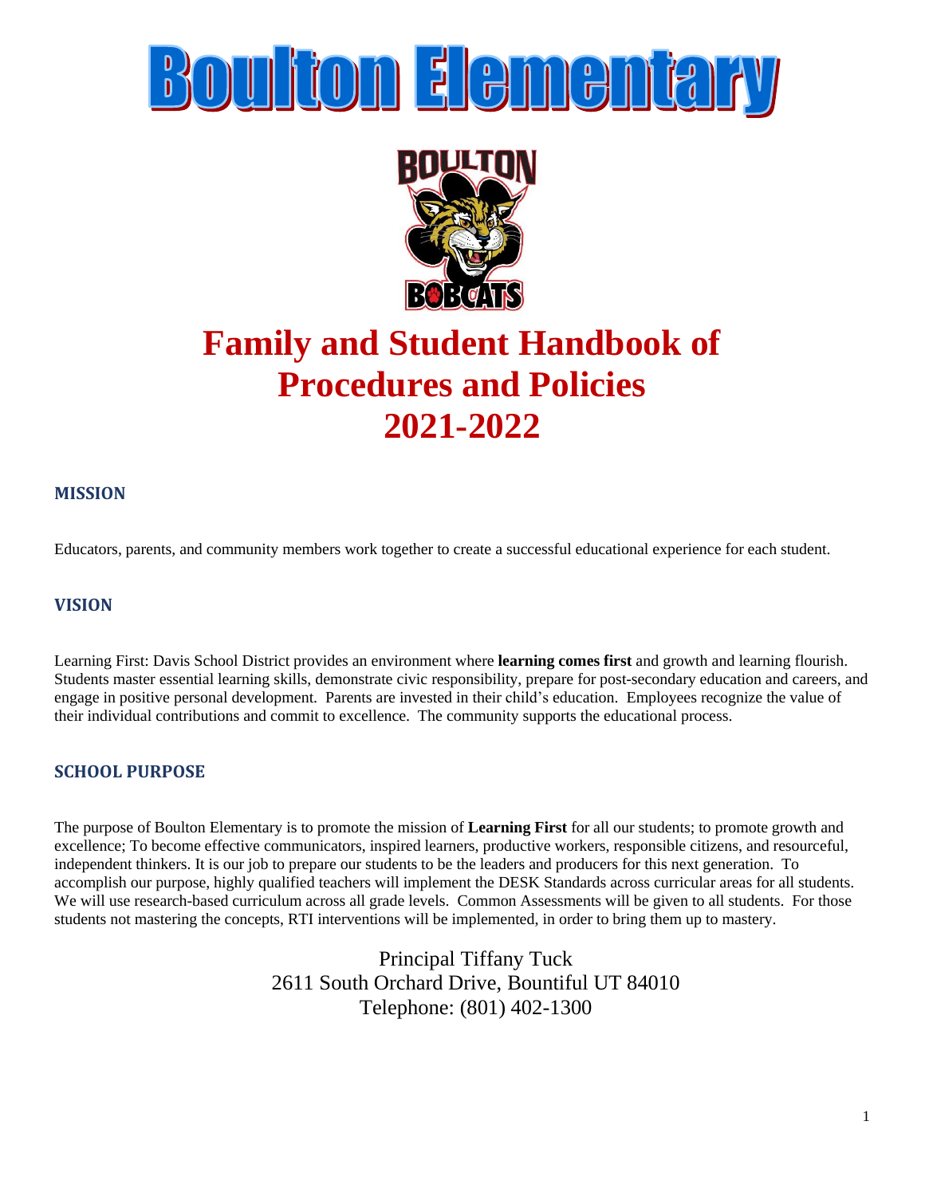# Boulton Elementary

# Family and Student Handbook of Procedures and Policies 2021-2022

## MISSION

Educators, parents, and community members work together to create a successful educational experience for each student.

## VISION

Learning First: Davis School District provides an environment where **learning comes first** and growth and learning flourish. Students master essential learning skills, demonstrate civic responsibility, prepare for post-secondary education and careers, and engage in positive personal development. Parents are invested in their child's education. Employees recognize the value of their individual contributions and commit to excellence. The community supports the educational process.

## SCHOOL PURPOSE

The purpose of Boulton Elementary is to promote the mission of **Learning First** for all our students; to promote growth and excellence; To become effective communicators, inspired learners, productive workers, responsible citizens, and resourceful, independent thinkers. It is our job to prepare our students to be the leaders and producers for this next generation. To accomplish our purpose, highly qualified teachers will implement the DESK Standards across curricular areas for all students. We will use research-based curriculum across all grade levels. Common Assessments will be given to all students. For those students not mastering the concepts, RTI interventions will be implemented, in order to bring them up to mastery.

Principal Tiffany Tuck
2611 South Orchard Drive, Bountiful UT 84010
Telephone: (801) 402-1300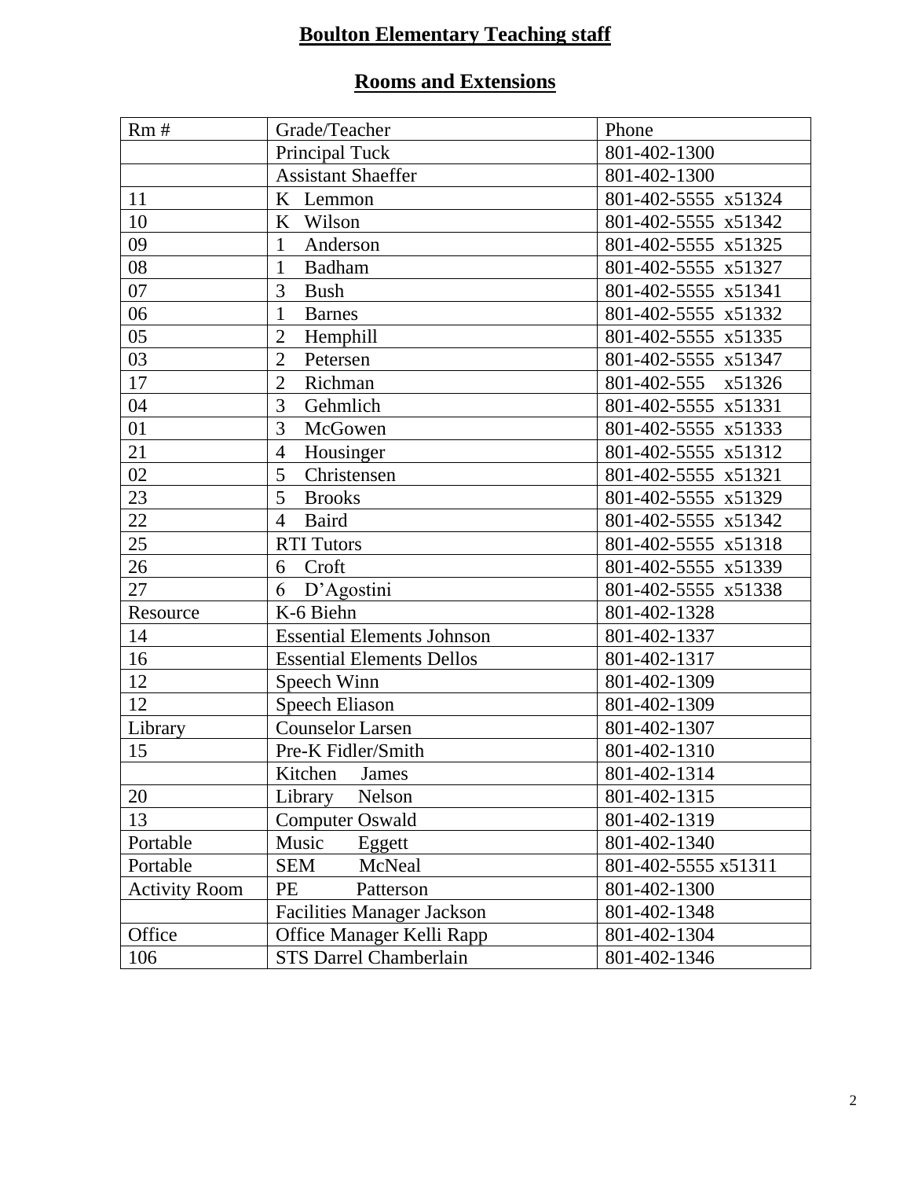# Boulton Elementary Teaching staff

## Rooms and Extensions

| Rm # | Grade/Teacher | Phone |
|---|---|---|
| | Principal Tuck | 801-402-1300 |
| | Assistant Shaeffer | 801-402-1300 |
| 11 | K Lemmon | 801-402-5555 x51324 |
| 10 | K Wilson | 801-402-5555 x51342 |
| 09 | 1 Anderson | 801-402-5555 x51325 |
| 08 | 1 Badham | 801-402-5555 x51327 |
| 07 | 3 Bush | 801-402-5555 x51341 |
| 06 | 1 Barnes | 801-402-5555 x51332 |
| 05 | 2 Hemphill | 801-402-5555 x51335 |
| 03 | 2 Petersen | 801-402-5555 x51347 |
| 17 | 2 Richman | 801-402-555 x51326 |
| 04 | 3 Gehmlich | 801-402-5555 x51331 |
| 01 | 3 McGowen | 801-402-5555 x51333 |
| 21 | 4 Housinger | 801-402-5555 x51312 |
| 02 | 5 Christensen | 801-402-5555 x51321 |
| 23 | 5 Brooks | 801-402-5555 x51329 |
| 22 | 4 Baird | 801-402-5555 x51342 |
| 25 | RTI Tutors | 801-402-5555 x51318 |
| 26 | 6 Croft | 801-402-5555 x51339 |
| 27 | 6 D'Agostini | 801-402-5555 x51338 |
| Resource | K-6 Biehn | 801-402-1328 |
| 14 | Essential Elements Johnson | 801-402-1337 |
| 16 | Essential Elements Dellos | 801-402-1317 |
| 12 | Speech Winn | 801-402-1309 |
| 12 | Speech Eliason | 801-402-1309 |
| Library | Counselor Larsen | 801-402-1307 |
| 15 | Pre-K Fidler/Smith | 801-402-1310 |
| | Kitchen James | 801-402-1314 |
| 20 | Library Nelson | 801-402-1315 |
| 13 | Computer Oswald | 801-402-1319 |
| Portable | Music Eggett | 801-402-1340 |
| Portable | SEM McNeal | 801-402-5555 x51311 |
| Activity Room | PE Patterson | 801-402-1300 |
| | Facilities Manager Jackson | 801-402-1348 |
| Office | Office Manager Kelli Rapp | 801-402-1304 |
| 106 | STS Darrel Chamberlain | 801-402-1346 |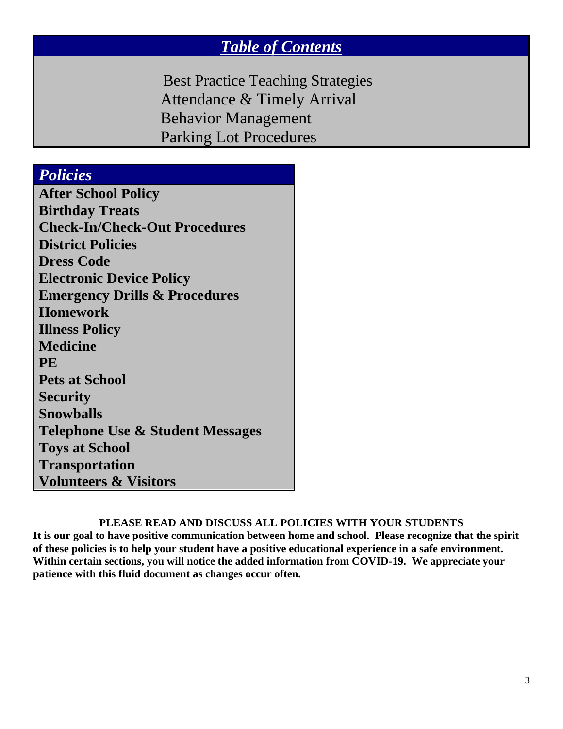## *Table of Contents*

Best Practice Teaching Strategies
Attendance & Timely Arrival
Behavior Management
Parking Lot Procedures

## *Policies*

**After School Policy**
**Birthday Treats**
**Check-In/Check-Out Procedures**
**District Policies**
**Dress Code**
**Electronic Device Policy**
**Emergency Drills & Procedures**
**Homework**
**Illness Policy**
**Medicine**
**PE**
**Pets at School**
**Security**
**Snowballs**
**Telephone Use & Student Messages**
**Toys at School**
**Transportation**
**Volunteers & Visitors**

**PLEASE READ AND DISCUSS ALL POLICIES WITH YOUR STUDENTS**

**It is our goal to have positive communication between home and school. Please recognize that the spirit of these policies is to help your student have a positive educational experience in a safe environment. Within certain sections, you will notice the added information from COVID-19. We appreciate your patience with this fluid document as changes occur often.**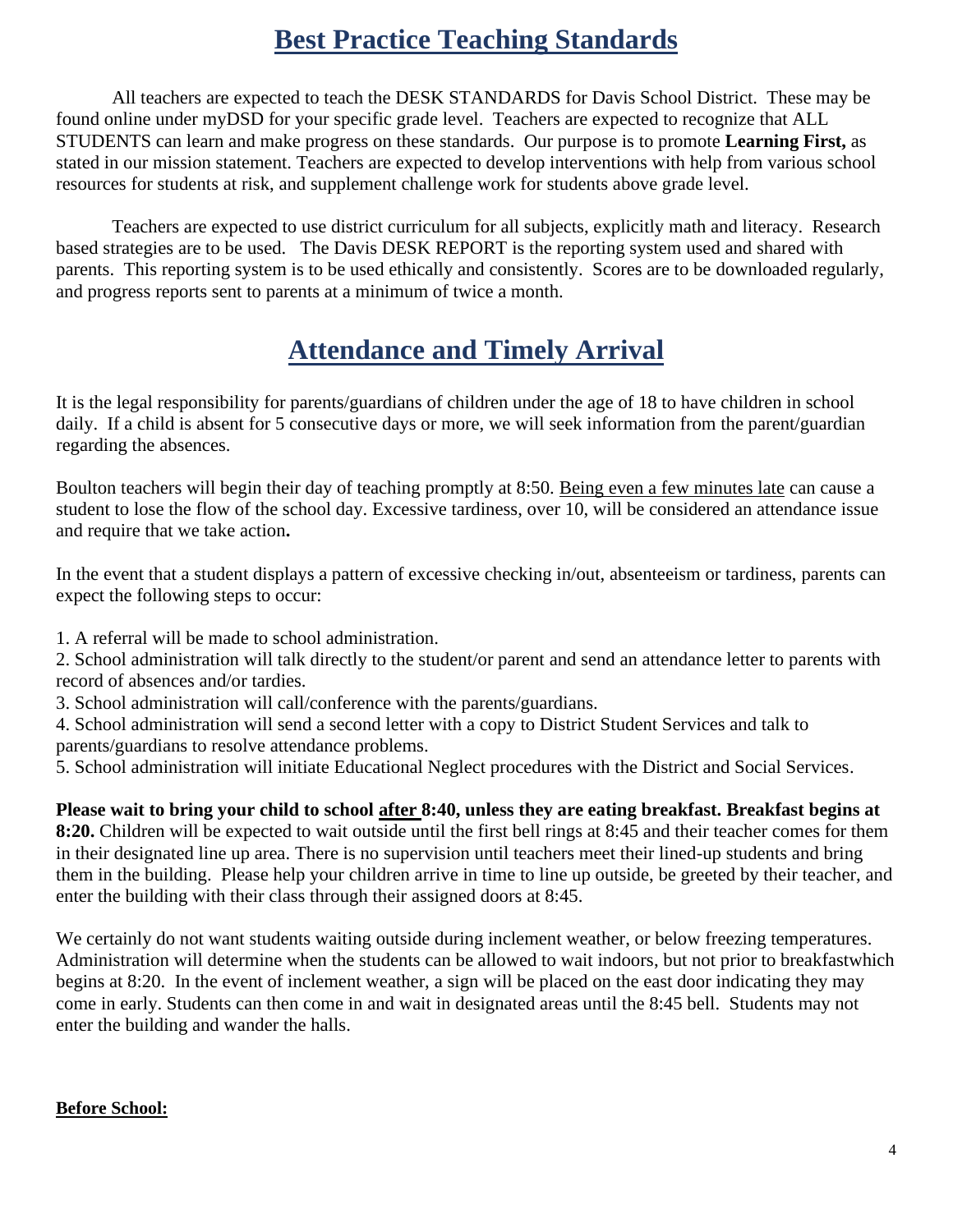# Best Practice Teaching Standards

All teachers are expected to teach the DESK STANDARDS for Davis School District. These may be found online under myDSD for your specific grade level. Teachers are expected to recognize that ALL STUDENTS can learn and make progress on these standards. Our purpose is to promote **Learning First,** as stated in our mission statement. Teachers are expected to develop interventions with help from various school resources for students at risk, and supplement challenge work for students above grade level.

Teachers are expected to use district curriculum for all subjects, explicitly math and literacy. Research based strategies are to be used. The Davis DESK REPORT is the reporting system used and shared with parents. This reporting system is to be used ethically and consistently. Scores are to be downloaded regularly, and progress reports sent to parents at a minimum of twice a month.

# Attendance and Timely Arrival

It is the legal responsibility for parents/guardians of children under the age of 18 to have children in school daily. If a child is absent for 5 consecutive days or more, we will seek information from the parent/guardian regarding the absences.

Boulton teachers will begin their day of teaching promptly at 8:50. Being even a few minutes late can cause a student to lose the flow of the school day. Excessive tardiness, over 10, will be considered an attendance issue and require that we take action**.**

In the event that a student displays a pattern of excessive checking in/out, absenteeism or tardiness, parents can expect the following steps to occur:

1. A referral will be made to school administration.
2. School administration will talk directly to the student/or parent and send an attendance letter to parents with record of absences and/or tardies.
3. School administration will call/conference with the parents/guardians.
4. School administration will send a second letter with a copy to District Student Services and talk to parents/guardians to resolve attendance problems.
5. School administration will initiate Educational Neglect procedures with the District and Social Services.

**Please wait to bring your child to school after 8:40, unless they are eating breakfast. Breakfast begins at 8:20.** Children will be expected to wait outside until the first bell rings at 8:45 and their teacher comes for them in their designated line up area. There is no supervision until teachers meet their lined-up students and bring them in the building. Please help your children arrive in time to line up outside, be greeted by their teacher, and enter the building with their class through their assigned doors at 8:45.

We certainly do not want students waiting outside during inclement weather, or below freezing temperatures. Administration will determine when the students can be allowed to wait indoors, but not prior to breakfastwhich begins at 8:20. In the event of inclement weather, a sign will be placed on the east door indicating they may come in early. Students can then come in and wait in designated areas until the 8:45 bell. Students may not enter the building and wander the halls.

**Before School:**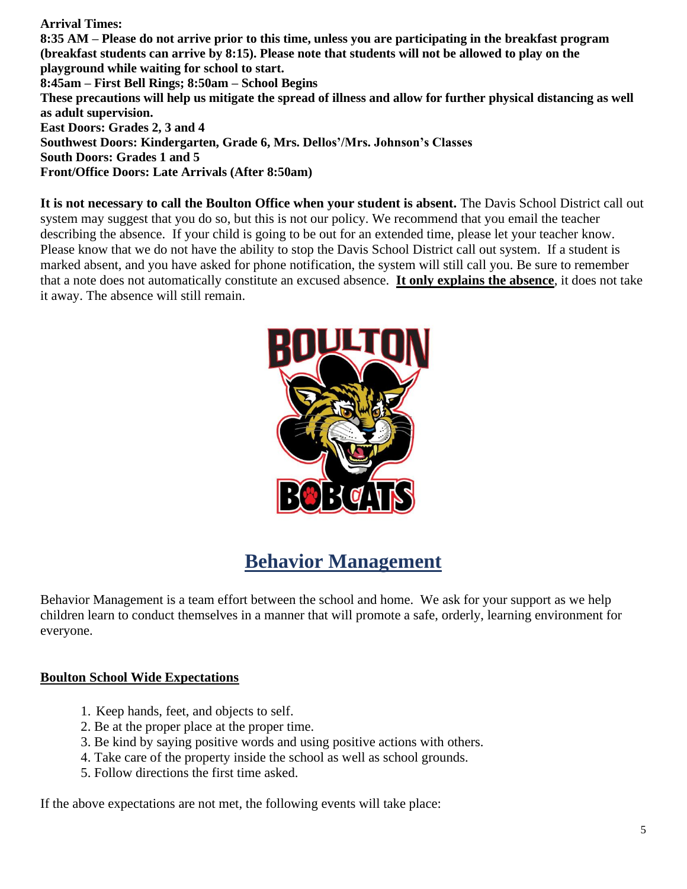**Arrival Times:**
**8:35 AM – Please do not arrive prior to this time, unless you are participating in the breakfast program (breakfast students can arrive by 8:15). Please note that students will not be allowed to play on the playground while waiting for school to start.**
**8:45am – First Bell Rings; 8:50am – School Begins**
**These precautions will help us mitigate the spread of illness and allow for further physical distancing as well as adult supervision.**
**East Doors: Grades 2, 3 and 4**
**Southwest Doors: Kindergarten, Grade 6, Mrs. Dellos'/Mrs. Johnson's Classes**
**South Doors: Grades 1 and 5**
**Front/Office Doors: Late Arrivals (After 8:50am)**

**It is not necessary to call the Boulton Office when your student is absent.** The Davis School District call out system may suggest that you do so, but this is not our policy. We recommend that you email the teacher describing the absence. If your child is going to be out for an extended time, please let your teacher know. Please know that we do not have the ability to stop the Davis School District call out system. If a student is marked absent, and you have asked for phone notification, the system will still call you. Be sure to remember that a note does not automatically constitute an excused absence. **<u>It only explains the absence</u>**, it does not take it away. The absence will still remain.

## Behavior Management

Behavior Management is a team effort between the school and home. We ask for your support as we help children learn to conduct themselves in a manner that will promote a safe, orderly, learning environment for everyone.

**<u>Boulton School Wide Expectations</u>**

1. Keep hands, feet, and objects to self.
2. Be at the proper place at the proper time.
3. Be kind by saying positive words and using positive actions with others.
4. Take care of the property inside the school as well as school grounds.
5. Follow directions the first time asked.

If the above expectations are not met, the following events will take place: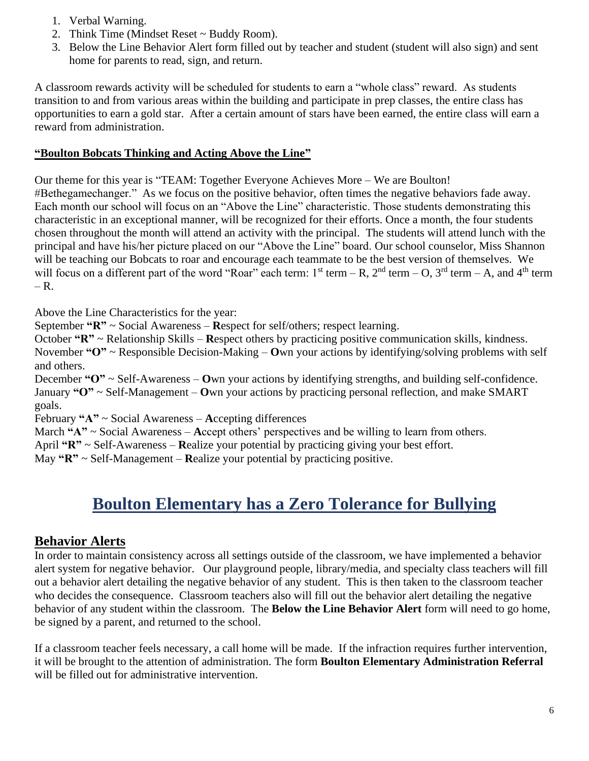1. Verbal Warning.
2. Think Time (Mindset Reset ~ Buddy Room).
3. Below the Line Behavior Alert form filled out by teacher and student (student will also sign) and sent home for parents to read, sign, and return.

A classroom rewards activity will be scheduled for students to earn a "whole class" reward. As students transition to and from various areas within the building and participate in prep classes, the entire class has opportunities to earn a gold star. After a certain amount of stars have been earned, the entire class will earn a reward from administration.

**"Boulton Bobcats Thinking and Acting Above the Line"**

Our theme for this year is "TEAM: Together Everyone Achieves More – We are Boulton! #Bethegamechanger." As we focus on the positive behavior, often times the negative behaviors fade away. Each month our school will focus on an "Above the Line" characteristic. Those students demonstrating this characteristic in an exceptional manner, will be recognized for their efforts. Once a month, the four students chosen throughout the month will attend an activity with the principal. The students will attend lunch with the principal and have his/her picture placed on our "Above the Line" board. Our school counselor, Miss Shannon will be teaching our Bobcats to roar and encourage each teammate to be the best version of themselves. We will focus on a different part of the word "Roar" each term: 1st term – R, 2nd term – O, 3rd term – A, and 4th term – R.

Above the Line Characteristics for the year:
September **"R"** ~ Social Awareness – **R**espect for self/others; respect learning.
October **"R"** ~ Relationship Skills – **R**espect others by practicing positive communication skills, kindness.
November **"O"** ~ Responsible Decision-Making – **O**wn your actions by identifying/solving problems with self and others.
December **"O"** ~ Self-Awareness – **O**wn your actions by identifying strengths, and building self-confidence.
January **"O"** ~ Self-Management – **O**wn your actions by practicing personal reflection, and make SMART goals.
February **"A"** ~ Social Awareness – **A**ccepting differences
March **"A"** ~ Social Awareness – **A**ccept others' perspectives and be willing to learn from others.
April **"R"** ~ Self-Awareness – **R**ealize your potential by practicing giving your best effort.
May **"R"** ~ Self-Management – **R**ealize your potential by practicing positive.

# Boulton Elementary has a Zero Tolerance for Bullying

## Behavior Alerts

In order to maintain consistency across all settings outside of the classroom, we have implemented a behavior alert system for negative behavior. Our playground people, library/media, and specialty class teachers will fill out a behavior alert detailing the negative behavior of any student. This is then taken to the classroom teacher who decides the consequence. Classroom teachers also will fill out the behavior alert detailing the negative behavior of any student within the classroom. The **Below the Line Behavior Alert** form will need to go home, be signed by a parent, and returned to the school.

If a classroom teacher feels necessary, a call home will be made. If the infraction requires further intervention, it will be brought to the attention of administration. The form **Boulton Elementary Administration Referral** will be filled out for administrative intervention.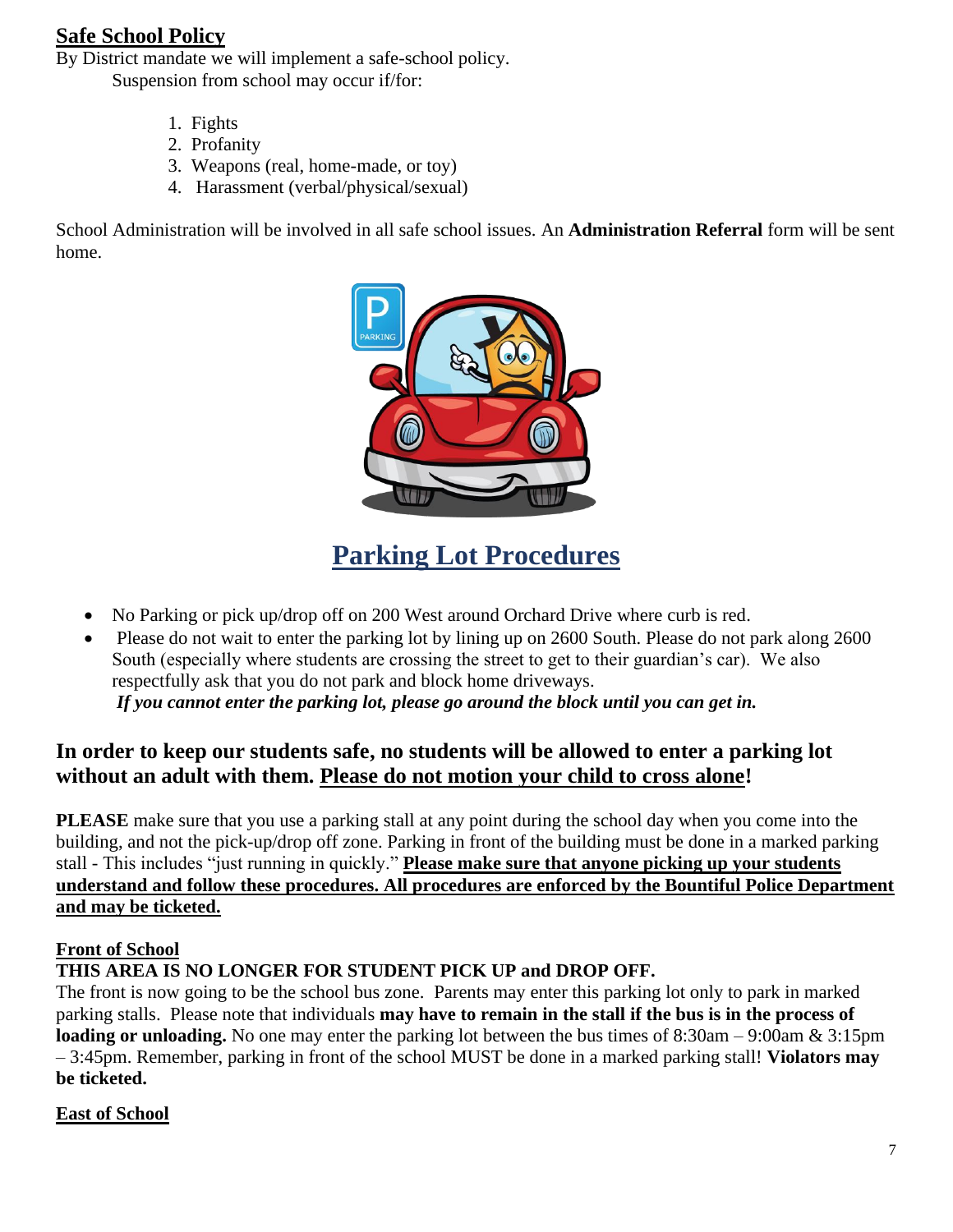## Safe School Policy

By District mandate we will implement a safe-school policy.

Suspension from school may occur if/for:

1. Fights
2. Profanity
3. Weapons (real, home-made, or toy)
4. Harassment (verbal/physical/sexual)

School Administration will be involved in all safe school issues. An **Administration Referral** form will be sent home.

# Parking Lot Procedures

- No Parking or pick up/drop off on 200 West around Orchard Drive where curb is red.
- Please do not wait to enter the parking lot by lining up on 2600 South. Please do not park along 2600 South (especially where students are crossing the street to get to their guardian's car). We also respectfully ask that you do not park and block home driveways.
  ***If you cannot enter the parking lot, please go around the block until you can get in.***

### In order to keep our students safe, no students will be allowed to enter a parking lot without an adult with them. Please do not motion your child to cross alone!

**PLEASE** make sure that you use a parking stall at any point during the school day when you come into the building, and not the pick-up/drop off zone. Parking in front of the building must be done in a marked parking stall - This includes "just running in quickly." **Please make sure that anyone picking up your students understand and follow these procedures. All procedures are enforced by the Bountiful Police Department and may be ticketed.**

**Front of School**

**THIS AREA IS NO LONGER FOR STUDENT PICK UP and DROP OFF.**

The front is now going to be the school bus zone. Parents may enter this parking lot only to park in marked parking stalls. Please note that individuals **may have to remain in the stall if the bus is in the process of loading or unloading.** No one may enter the parking lot between the bus times of 8:30am – 9:00am & 3:15pm – 3:45pm. Remember, parking in front of the school MUST be done in a marked parking stall! **Violators may be ticketed.**

**East of School**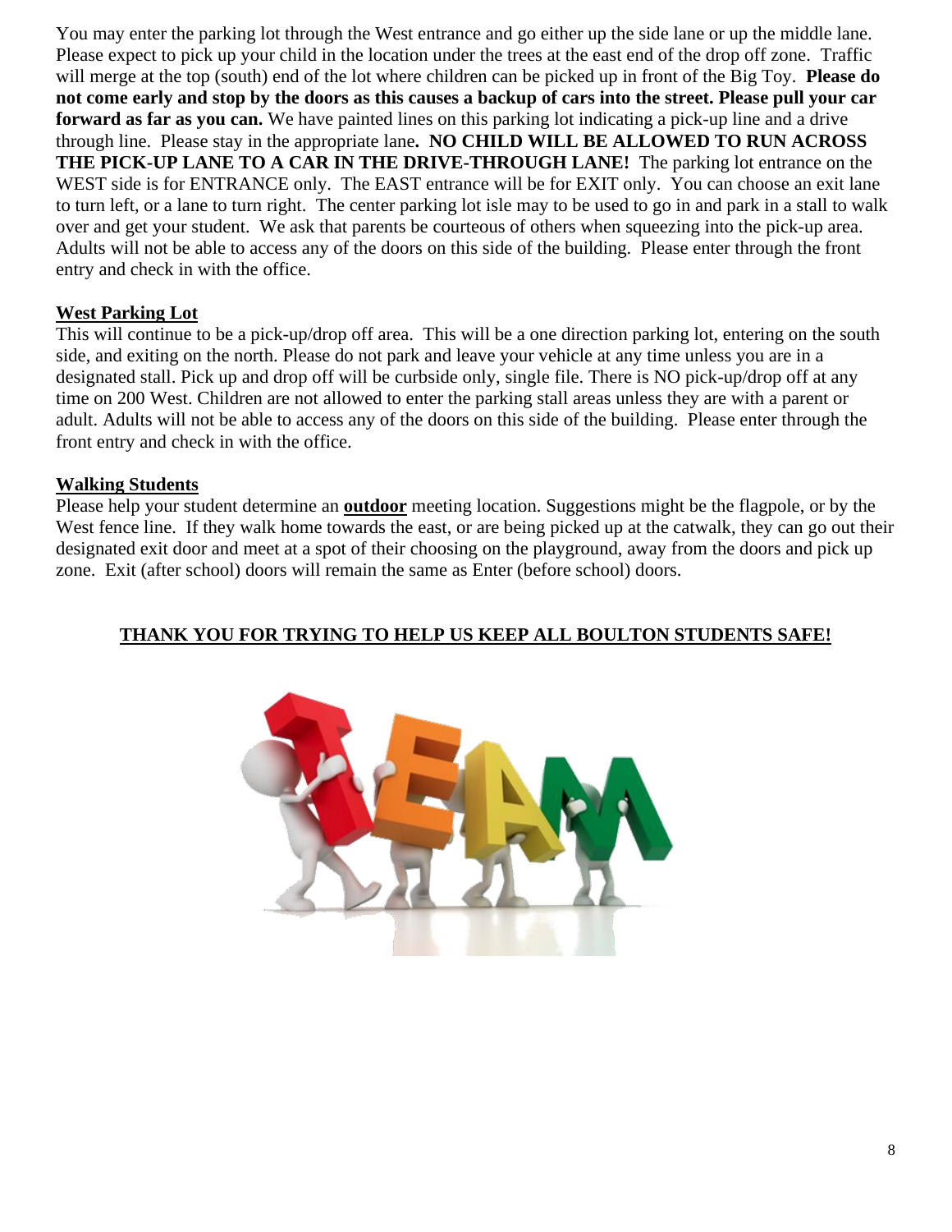You may enter the parking lot through the West entrance and go either up the side lane or up the middle lane. Please expect to pick up your child in the location under the trees at the east end of the drop off zone. Traffic will merge at the top (south) end of the lot where children can be picked up in front of the Big Toy. **Please do not come early and stop by the doors as this causes a backup of cars into the street. Please pull your car forward as far as you can.** We have painted lines on this parking lot indicating a pick-up line and a drive through line. Please stay in the appropriate lane**. NO CHILD WILL BE ALLOWED TO RUN ACROSS THE PICK-UP LANE TO A CAR IN THE DRIVE-THROUGH LANE!** The parking lot entrance on the WEST side is for ENTRANCE only. The EAST entrance will be for EXIT only. You can choose an exit lane to turn left, or a lane to turn right. The center parking lot isle may to be used to go in and park in a stall to walk over and get your student. We ask that parents be courteous of others when squeezing into the pick-up area. Adults will not be able to access any of the doors on this side of the building. Please enter through the front entry and check in with the office.

**West Parking Lot**

This will continue to be a pick-up/drop off area. This will be a one direction parking lot, entering on the south side, and exiting on the north. Please do not park and leave your vehicle at any time unless you are in a designated stall. Pick up and drop off will be curbside only, single file. There is NO pick-up/drop off at any time on 200 West. Children are not allowed to enter the parking stall areas unless they are with a parent or adult. Adults will not be able to access any of the doors on this side of the building. Please enter through the front entry and check in with the office.

**Walking Students**

Please help your student determine an **outdoor** meeting location. Suggestions might be the flagpole, or by the West fence line. If they walk home towards the east, or are being picked up at the catwalk, they can go out their designated exit door and meet at a spot of their choosing on the playground, away from the doors and pick up zone. Exit (after school) doors will remain the same as Enter (before school) doors.

**THANK YOU FOR TRYING TO HELP US KEEP ALL BOULTON STUDENTS SAFE!**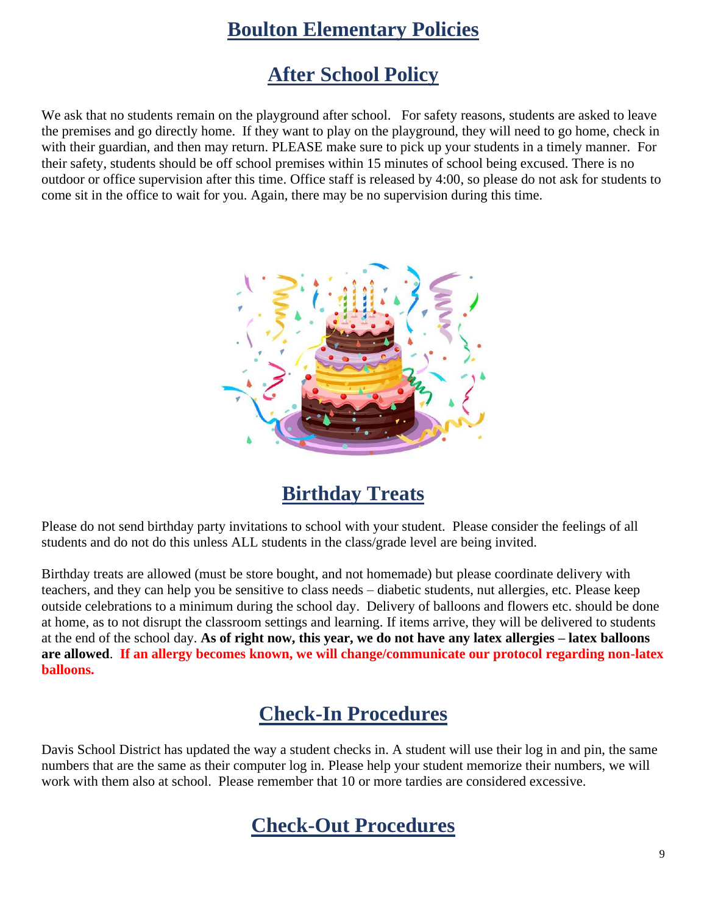# Boulton Elementary Policies

## After School Policy

We ask that no students remain on the playground after school. For safety reasons, students are asked to leave the premises and go directly home. If they want to play on the playground, they will need to go home, check in with their guardian, and then may return. PLEASE make sure to pick up your students in a timely manner. For their safety, students should be off school premises within 15 minutes of school being excused. There is no outdoor or office supervision after this time. Office staff is released by 4:00, so please do not ask for students to come sit in the office to wait for you. Again, there may be no supervision during this time.

## Birthday Treats

Please do not send birthday party invitations to school with your student. Please consider the feelings of all students and do not do this unless ALL students in the class/grade level are being invited.

Birthday treats are allowed (must be store bought, and not homemade) but please coordinate delivery with teachers, and they can help you be sensitive to class needs – diabetic students, nut allergies, etc. Please keep outside celebrations to a minimum during the school day. Delivery of balloons and flowers etc. should be done at home, as to not disrupt the classroom settings and learning. If items arrive, they will be delivered to students at the end of the school day. **As of right now, this year, we do not have any latex allergies – latex balloons are allowed**. **If an allergy becomes known, we will change/communicate our protocol regarding non-latex balloons.**

## Check-In Procedures

Davis School District has updated the way a student checks in. A student will use their log in and pin, the same numbers that are the same as their computer log in. Please help your student memorize their numbers, we will work with them also at school. Please remember that 10 or more tardies are considered excessive.

## Check-Out Procedures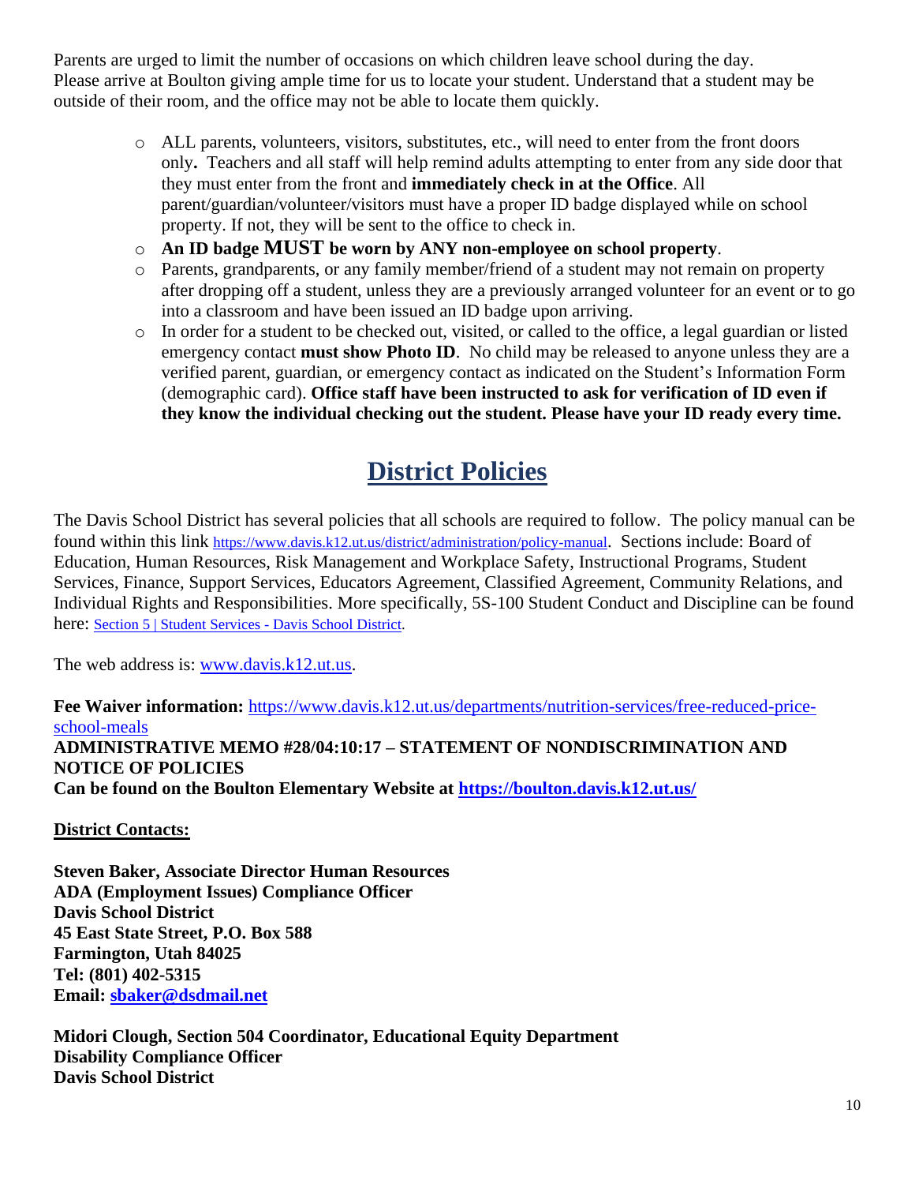Parents are urged to limit the number of occasions on which children leave school during the day. Please arrive at Boulton giving ample time for us to locate your student. Understand that a student may be outside of their room, and the office may not be able to locate them quickly.

- ALL parents, volunteers, visitors, substitutes, etc., will need to enter from the front doors only**.** Teachers and all staff will help remind adults attempting to enter from any side door that they must enter from the front and **immediately check in at the Office**. All parent/guardian/volunteer/visitors must have a proper ID badge displayed while on school property. If not, they will be sent to the office to check in.
- **An ID badge MUST be worn by ANY non-employee on school property**.
- Parents, grandparents, or any family member/friend of a student may not remain on property after dropping off a student, unless they are a previously arranged volunteer for an event or to go into a classroom and have been issued an ID badge upon arriving.
- In order for a student to be checked out, visited, or called to the office, a legal guardian or listed emergency contact **must show Photo ID**. No child may be released to anyone unless they are a verified parent, guardian, or emergency contact as indicated on the Student's Information Form (demographic card). **Office staff have been instructed to ask for verification of ID even if they know the individual checking out the student. Please have your ID ready every time.**

# District Policies

The Davis School District has several policies that all schools are required to follow. The policy manual can be found within this link https://www.davis.k12.ut.us/district/administration/policy-manual. Sections include: Board of Education, Human Resources, Risk Management and Workplace Safety, Instructional Programs, Student Services, Finance, Support Services, Educators Agreement, Classified Agreement, Community Relations, and Individual Rights and Responsibilities. More specifically, 5S-100 Student Conduct and Discipline can be found here: Section 5 | Student Services - Davis School District.

The web address is: www.davis.k12.ut.us.

**Fee Waiver information:** https://www.davis.k12.ut.us/departments/nutrition-services/free-reduced-price-school-meals
**ADMINISTRATIVE MEMO #28/04:10:17 – STATEMENT OF NONDISCRIMINATION AND NOTICE OF POLICIES**
**Can be found on the Boulton Elementary Website at https://boulton.davis.k12.ut.us/**

**District Contacts:**

**Steven Baker, Associate Director Human Resources**
**ADA (Employment Issues) Compliance Officer**
**Davis School District**
**45 East State Street, P.O. Box 588**
**Farmington, Utah 84025**
**Tel: (801) 402-5315**
**Email: sbaker@dsdmail.net**

**Midori Clough, Section 504 Coordinator, Educational Equity Department**
**Disability Compliance Officer**
**Davis School District**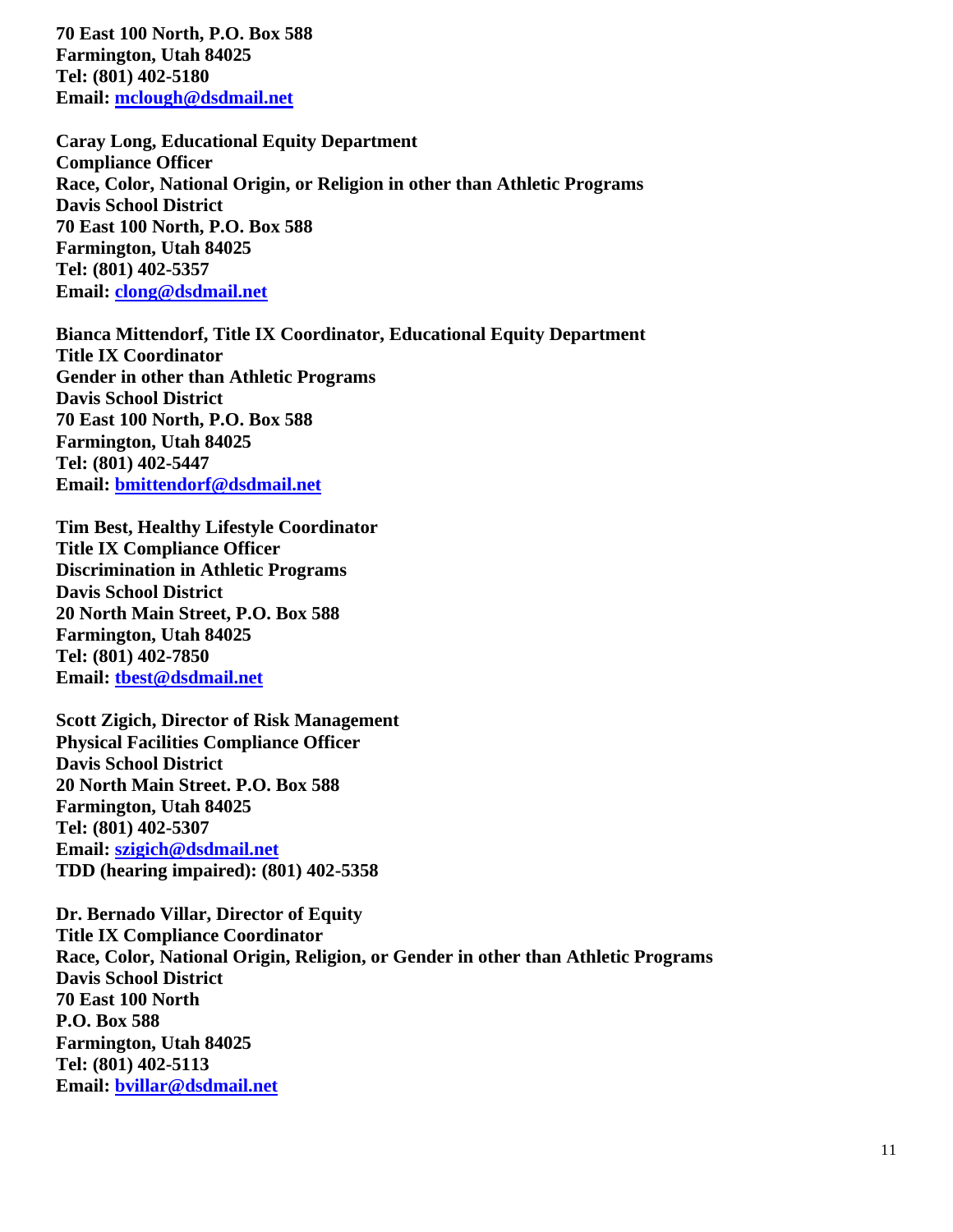**70 East 100 North, P.O. Box 588**
**Farmington, Utah 84025**
**Tel: (801) 402-5180**
**Email: mclough@dsdmail.net**

**Caray Long, Educational Equity Department**
**Compliance Officer**
**Race, Color, National Origin, or Religion in other than Athletic Programs**
**Davis School District**
**70 East 100 North, P.O. Box 588**
**Farmington, Utah 84025**
**Tel: (801) 402-5357**
**Email: clong@dsdmail.net**

**Bianca Mittendorf, Title IX Coordinator, Educational Equity Department**
**Title IX Coordinator**
**Gender in other than Athletic Programs**
**Davis School District**
**70 East 100 North, P.O. Box 588**
**Farmington, Utah 84025**
**Tel: (801) 402-5447**
**Email: bmittendorf@dsdmail.net**

**Tim Best, Healthy Lifestyle Coordinator**
**Title IX Compliance Officer**
**Discrimination in Athletic Programs**
**Davis School District**
**20 North Main Street, P.O. Box 588**
**Farmington, Utah 84025**
**Tel: (801) 402-7850**
**Email: tbest@dsdmail.net**

**Scott Zigich, Director of Risk Management**
**Physical Facilities Compliance Officer**
**Davis School District**
**20 North Main Street. P.O. Box 588**
**Farmington, Utah 84025**
**Tel: (801) 402-5307**
**Email: szigich@dsdmail.net**
**TDD (hearing impaired): (801) 402-5358**

**Dr. Bernado Villar, Director of Equity**
**Title IX Compliance Coordinator**
**Race, Color, National Origin, Religion, or Gender in other than Athletic Programs**
**Davis School District**
**70 East 100 North**
**P.O. Box 588**
**Farmington, Utah 84025**
**Tel: (801) 402-5113**
**Email: bvillar@dsdmail.net**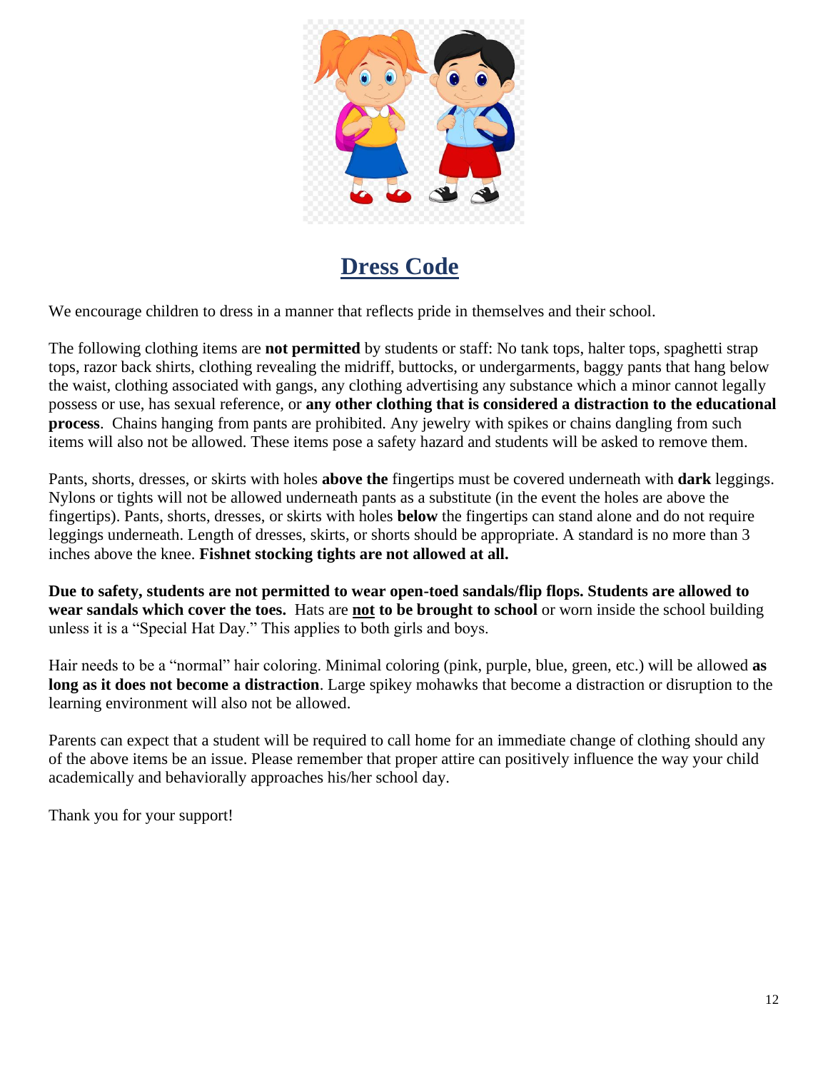## Dress Code

We encourage children to dress in a manner that reflects pride in themselves and their school.

The following clothing items are **not permitted** by students or staff: No tank tops, halter tops, spaghetti strap tops, razor back shirts, clothing revealing the midriff, buttocks, or undergarments, baggy pants that hang below the waist, clothing associated with gangs, any clothing advertising any substance which a minor cannot legally possess or use, has sexual reference, or **any other clothing that is considered a distraction to the educational process**. Chains hanging from pants are prohibited. Any jewelry with spikes or chains dangling from such items will also not be allowed. These items pose a safety hazard and students will be asked to remove them.

Pants, shorts, dresses, or skirts with holes **above the** fingertips must be covered underneath with **dark** leggings. Nylons or tights will not be allowed underneath pants as a substitute (in the event the holes are above the fingertips). Pants, shorts, dresses, or skirts with holes **below** the fingertips can stand alone and do not require leggings underneath. Length of dresses, skirts, or shorts should be appropriate. A standard is no more than 3 inches above the knee. **Fishnet stocking tights are not allowed at all.**

**Due to safety, students are not permitted to wear open-toed sandals/flip flops. Students are allowed to wear sandals which cover the toes.** Hats are **not to be brought to school** or worn inside the school building unless it is a "Special Hat Day." This applies to both girls and boys.

Hair needs to be a "normal" hair coloring. Minimal coloring (pink, purple, blue, green, etc.) will be allowed **as long as it does not become a distraction**. Large spikey mohawks that become a distraction or disruption to the learning environment will also not be allowed.

Parents can expect that a student will be required to call home for an immediate change of clothing should any of the above items be an issue. Please remember that proper attire can positively influence the way your child academically and behaviorally approaches his/her school day.

Thank you for your support!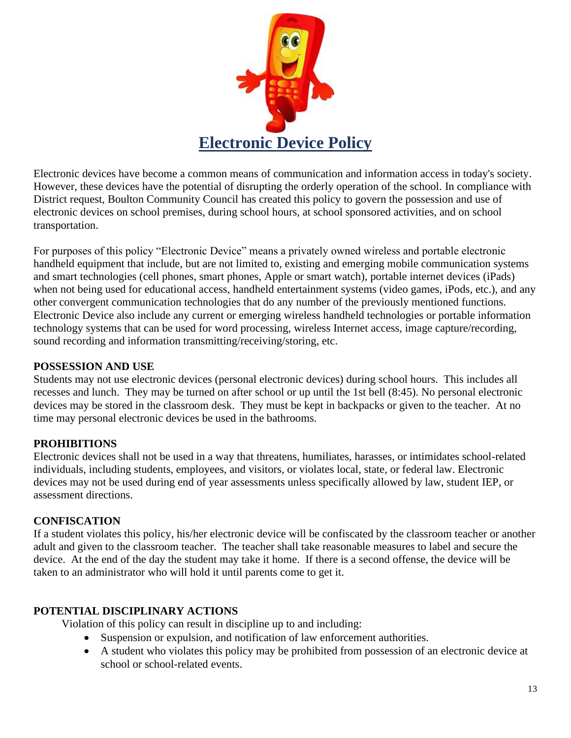# Electronic Device Policy

Electronic devices have become a common means of communication and information access in today's society. However, these devices have the potential of disrupting the orderly operation of the school. In compliance with District request, Boulton Community Council has created this policy to govern the possession and use of electronic devices on school premises, during school hours, at school sponsored activities, and on school transportation.

For purposes of this policy "Electronic Device" means a privately owned wireless and portable electronic handheld equipment that include, but are not limited to, existing and emerging mobile communication systems and smart technologies (cell phones, smart phones, Apple or smart watch), portable internet devices (iPads) when not being used for educational access, handheld entertainment systems (video games, iPods, etc.), and any other convergent communication technologies that do any number of the previously mentioned functions. Electronic Device also include any current or emerging wireless handheld technologies or portable information technology systems that can be used for word processing, wireless Internet access, image capture/recording, sound recording and information transmitting/receiving/storing, etc.

**POSSESSION AND USE**

Students may not use electronic devices (personal electronic devices) during school hours. This includes all recesses and lunch. They may be turned on after school or up until the 1st bell (8:45). No personal electronic devices may be stored in the classroom desk. They must be kept in backpacks or given to the teacher. At no time may personal electronic devices be used in the bathrooms.

**PROHIBITIONS**

Electronic devices shall not be used in a way that threatens, humiliates, harasses, or intimidates school-related individuals, including students, employees, and visitors, or violates local, state, or federal law. Electronic devices may not be used during end of year assessments unless specifically allowed by law, student IEP, or assessment directions.

**CONFISCATION**

If a student violates this policy, his/her electronic device will be confiscated by the classroom teacher or another adult and given to the classroom teacher. The teacher shall take reasonable measures to label and secure the device. At the end of the day the student may take it home. If there is a second offense, the device will be taken to an administrator who will hold it until parents come to get it.

**POTENTIAL DISCIPLINARY ACTIONS**

Violation of this policy can result in discipline up to and including:

- Suspension or expulsion, and notification of law enforcement authorities.
- A student who violates this policy may be prohibited from possession of an electronic device at school or school-related events.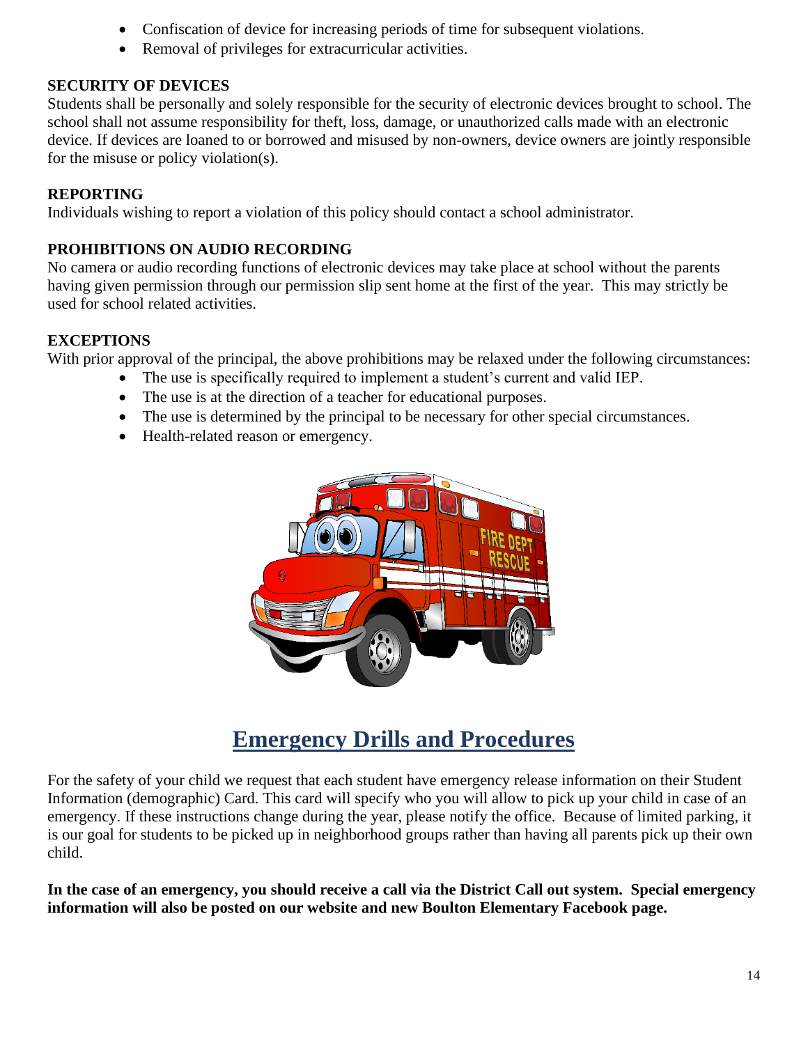- Confiscation of device for increasing periods of time for subsequent violations.
- Removal of privileges for extracurricular activities.

**SECURITY OF DEVICES**

Students shall be personally and solely responsible for the security of electronic devices brought to school. The school shall not assume responsibility for theft, loss, damage, or unauthorized calls made with an electronic device. If devices are loaned to or borrowed and misused by non-owners, device owners are jointly responsible for the misuse or policy violation(s).

**REPORTING**

Individuals wishing to report a violation of this policy should contact a school administrator.

**PROHIBITIONS ON AUDIO RECORDING**

No camera or audio recording functions of electronic devices may take place at school without the parents having given permission through our permission slip sent home at the first of the year. This may strictly be used for school related activities.

**EXCEPTIONS**

With prior approval of the principal, the above prohibitions may be relaxed under the following circumstances:

- The use is specifically required to implement a student's current and valid IEP.
- The use is at the direction of a teacher for educational purposes.
- The use is determined by the principal to be necessary for other special circumstances.
- Health-related reason or emergency.

# Emergency Drills and Procedures

For the safety of your child we request that each student have emergency release information on their Student Information (demographic) Card. This card will specify who you will allow to pick up your child in case of an emergency. If these instructions change during the year, please notify the office. Because of limited parking, it is our goal for students to be picked up in neighborhood groups rather than having all parents pick up their own child.

**In the case of an emergency, you should receive a call via the District Call out system. Special emergency information will also be posted on our website and new Boulton Elementary Facebook page.**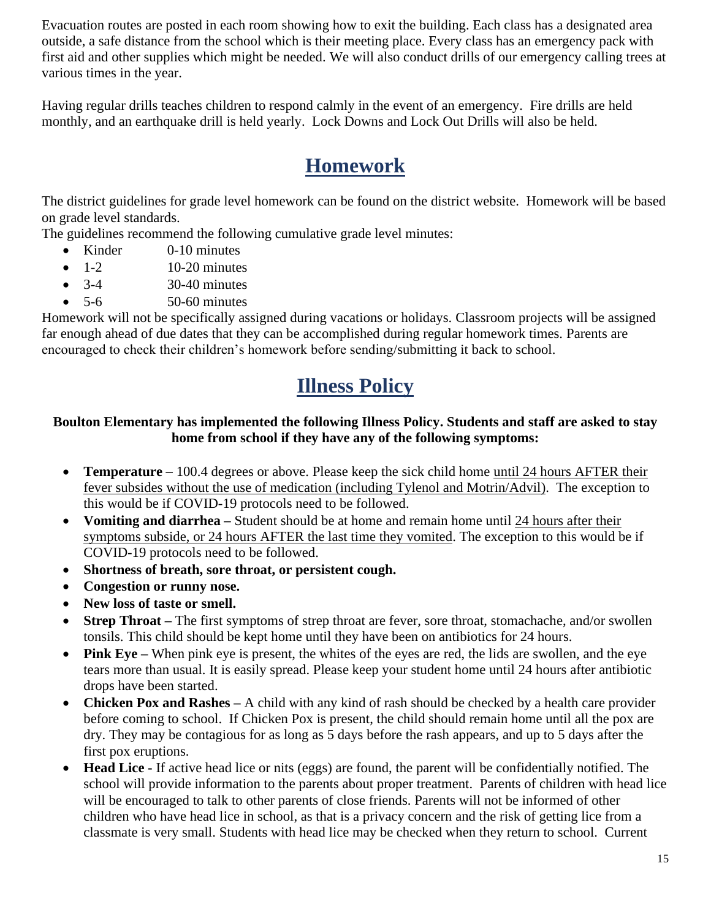Evacuation routes are posted in each room showing how to exit the building. Each class has a designated area outside, a safe distance from the school which is their meeting place. Every class has an emergency pack with first aid and other supplies which might be needed. We will also conduct drills of our emergency calling trees at various times in the year.

Having regular drills teaches children to respond calmly in the event of an emergency. Fire drills are held monthly, and an earthquake drill is held yearly. Lock Downs and Lock Out Drills will also be held.

# Homework

The district guidelines for grade level homework can be found on the district website. Homework will be based on grade level standards.

The guidelines recommend the following cumulative grade level minutes:

- Kinder 0-10 minutes
- 1-2 10-20 minutes
- 3-4 30-40 minutes
- 5-6 50-60 minutes

Homework will not be specifically assigned during vacations or holidays. Classroom projects will be assigned far enough ahead of due dates that they can be accomplished during regular homework times. Parents are encouraged to check their children's homework before sending/submitting it back to school.

# Illness Policy

**Boulton Elementary has implemented the following Illness Policy. Students and staff are asked to stay home from school if they have any of the following symptoms:**

- **Temperature** – 100.4 degrees or above. Please keep the sick child home until 24 hours AFTER their fever subsides without the use of medication (including Tylenol and Motrin/Advil). The exception to this would be if COVID-19 protocols need to be followed.
- **Vomiting and diarrhea –** Student should be at home and remain home until 24 hours after their symptoms subside, or 24 hours AFTER the last time they vomited. The exception to this would be if COVID-19 protocols need to be followed.
- **Shortness of breath, sore throat, or persistent cough.**
- **Congestion or runny nose.**
- **New loss of taste or smell.**
- **Strep Throat –** The first symptoms of strep throat are fever, sore throat, stomachache, and/or swollen tonsils. This child should be kept home until they have been on antibiotics for 24 hours.
- **Pink Eye –** When pink eye is present, the whites of the eyes are red, the lids are swollen, and the eye tears more than usual. It is easily spread. Please keep your student home until 24 hours after antibiotic drops have been started.
- **Chicken Pox and Rashes –** A child with any kind of rash should be checked by a health care provider before coming to school. If Chicken Pox is present, the child should remain home until all the pox are dry. They may be contagious for as long as 5 days before the rash appears, and up to 5 days after the first pox eruptions.
- **Head Lice -** If active head lice or nits (eggs) are found, the parent will be confidentially notified. The school will provide information to the parents about proper treatment. Parents of children with head lice will be encouraged to talk to other parents of close friends. Parents will not be informed of other children who have head lice in school, as that is a privacy concern and the risk of getting lice from a classmate is very small. Students with head lice may be checked when they return to school. Current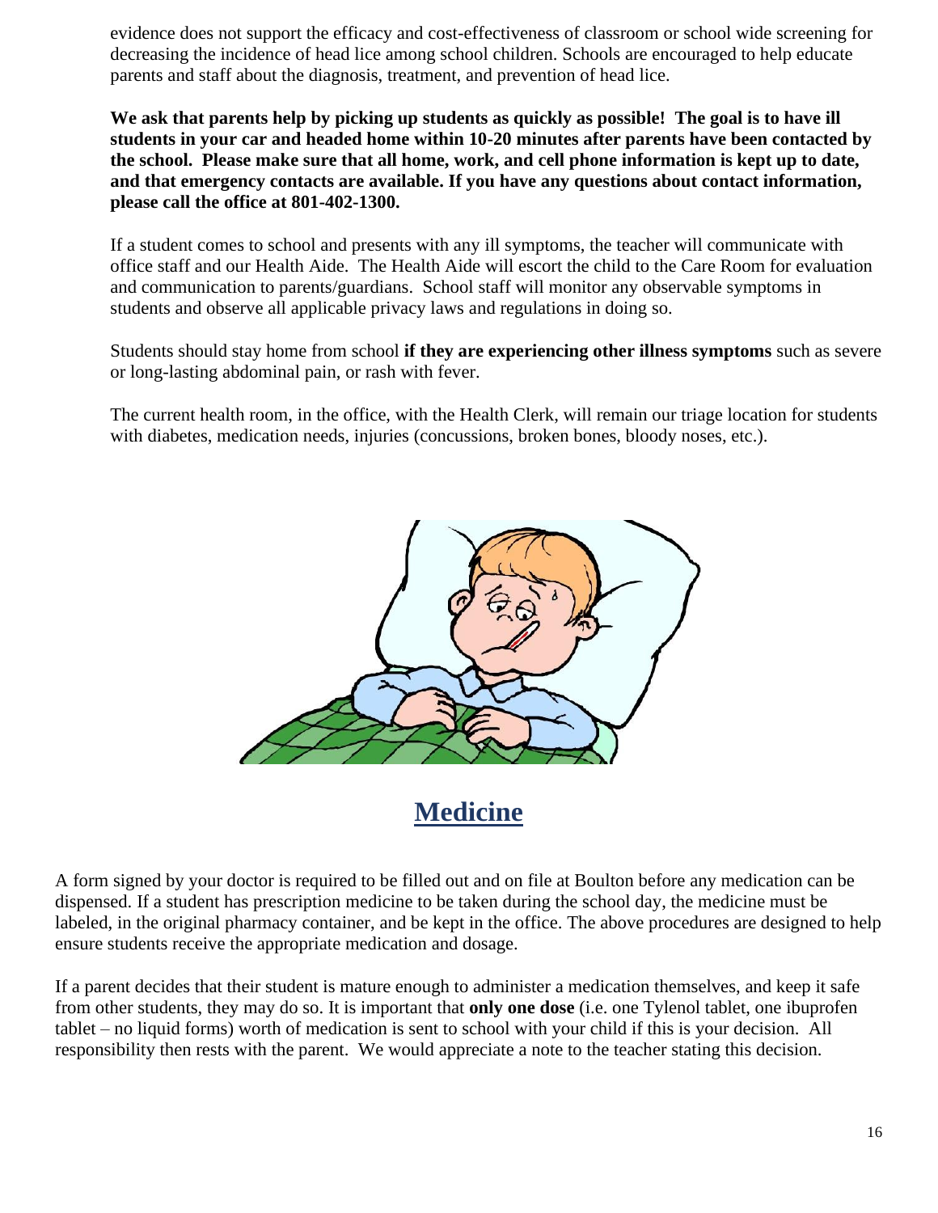evidence does not support the efficacy and cost-effectiveness of classroom or school wide screening for decreasing the incidence of head lice among school children. Schools are encouraged to help educate parents and staff about the diagnosis, treatment, and prevention of head lice.

**We ask that parents help by picking up students as quickly as possible! The goal is to have ill students in your car and headed home within 10-20 minutes after parents have been contacted by the school. Please make sure that all home, work, and cell phone information is kept up to date, and that emergency contacts are available. If you have any questions about contact information, please call the office at 801-402-1300.**

If a student comes to school and presents with any ill symptoms, the teacher will communicate with office staff and our Health Aide. The Health Aide will escort the child to the Care Room for evaluation and communication to parents/guardians. School staff will monitor any observable symptoms in students and observe all applicable privacy laws and regulations in doing so.

Students should stay home from school **if they are experiencing other illness symptoms** such as severe or long-lasting abdominal pain, or rash with fever.

The current health room, in the office, with the Health Clerk, will remain our triage location for students with diabetes, medication needs, injuries (concussions, broken bones, bloody noses, etc.).

## Medicine

A form signed by your doctor is required to be filled out and on file at Boulton before any medication can be dispensed. If a student has prescription medicine to be taken during the school day, the medicine must be labeled, in the original pharmacy container, and be kept in the office. The above procedures are designed to help ensure students receive the appropriate medication and dosage.

If a parent decides that their student is mature enough to administer a medication themselves, and keep it safe from other students, they may do so. It is important that **only one dose** (i.e. one Tylenol tablet, one ibuprofen tablet – no liquid forms) worth of medication is sent to school with your child if this is your decision. All responsibility then rests with the parent. We would appreciate a note to the teacher stating this decision.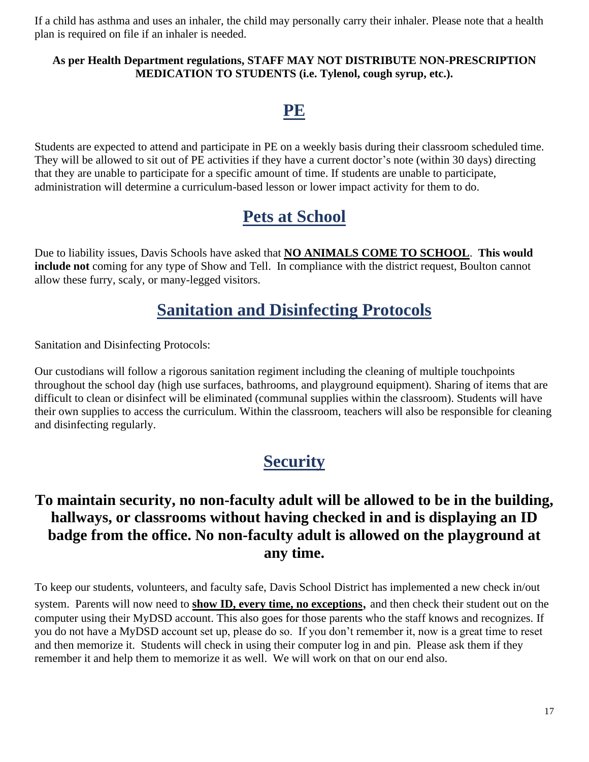If a child has asthma and uses an inhaler, the child may personally carry their inhaler. Please note that a health plan is required on file if an inhaler is needed.

**As per Health Department regulations, STAFF MAY NOT DISTRIBUTE NON-PRESCRIPTION MEDICATION TO STUDENTS (i.e. Tylenol, cough syrup, etc.).**

# PE

Students are expected to attend and participate in PE on a weekly basis during their classroom scheduled time. They will be allowed to sit out of PE activities if they have a current doctor's note (within 30 days) directing that they are unable to participate for a specific amount of time. If students are unable to participate, administration will determine a curriculum-based lesson or lower impact activity for them to do.

# Pets at School

Due to liability issues, Davis Schools have asked that **NO ANIMALS COME TO SCHOOL**. **This would include not** coming for any type of Show and Tell. In compliance with the district request, Boulton cannot allow these furry, scaly, or many-legged visitors.

# Sanitation and Disinfecting Protocols

Sanitation and Disinfecting Protocols:

Our custodians will follow a rigorous sanitation regiment including the cleaning of multiple touchpoints throughout the school day (high use surfaces, bathrooms, and playground equipment). Sharing of items that are difficult to clean or disinfect will be eliminated (communal supplies within the classroom). Students will have their own supplies to access the curriculum. Within the classroom, teachers will also be responsible for cleaning and disinfecting regularly.

# Security

## To maintain security, no non-faculty adult will be allowed to be in the building, hallways, or classrooms without having checked in and is displaying an ID badge from the office. No non-faculty adult is allowed on the playground at any time.

To keep our students, volunteers, and faculty safe, Davis School District has implemented a new check in/out system. Parents will now need to **show ID, every time, no exceptions,** and then check their student out on the computer using their MyDSD account. This also goes for those parents who the staff knows and recognizes. If you do not have a MyDSD account set up, please do so. If you don't remember it, now is a great time to reset and then memorize it. Students will check in using their computer log in and pin. Please ask them if they remember it and help them to memorize it as well. We will work on that on our end also.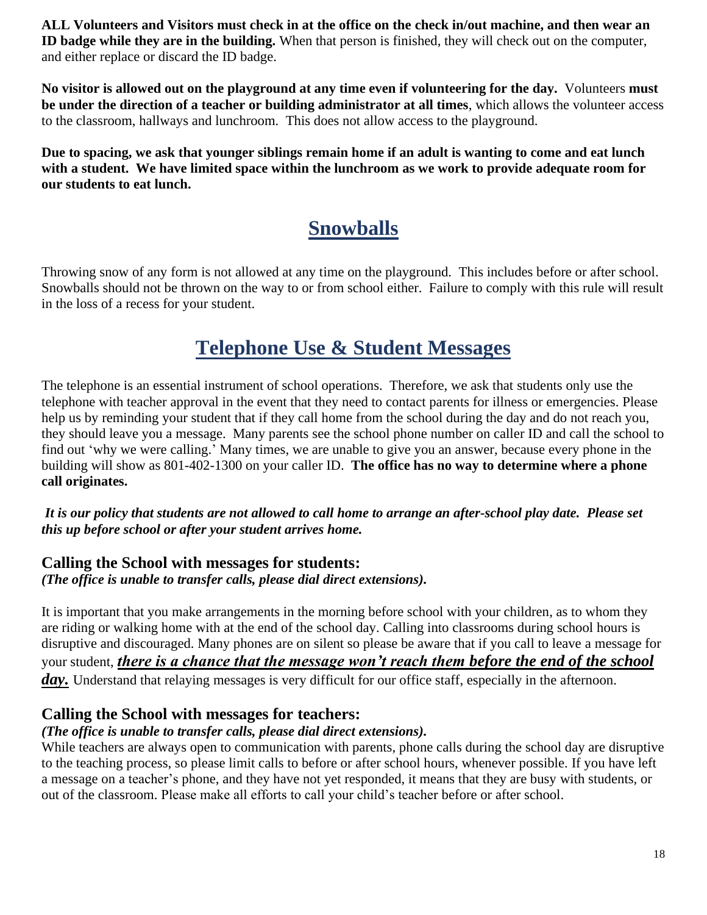**ALL Volunteers and Visitors must check in at the office on the check in/out machine, and then wear an ID badge while they are in the building.** When that person is finished, they will check out on the computer, and either replace or discard the ID badge.

**No visitor is allowed out on the playground at any time even if volunteering for the day.** Volunteers **must be under the direction of a teacher or building administrator at all times**, which allows the volunteer access to the classroom, hallways and lunchroom. This does not allow access to the playground.

**Due to spacing, we ask that younger siblings remain home if an adult is wanting to come and eat lunch with a student. We have limited space within the lunchroom as we work to provide adequate room for our students to eat lunch.**

# Snowballs

Throwing snow of any form is not allowed at any time on the playground. This includes before or after school. Snowballs should not be thrown on the way to or from school either. Failure to comply with this rule will result in the loss of a recess for your student.

# Telephone Use & Student Messages

The telephone is an essential instrument of school operations. Therefore, we ask that students only use the telephone with teacher approval in the event that they need to contact parents for illness or emergencies. Please help us by reminding your student that if they call home from the school during the day and do not reach you, they should leave you a message. Many parents see the school phone number on caller ID and call the school to find out 'why we were calling.' Many times, we are unable to give you an answer, because every phone in the building will show as 801-402-1300 on your caller ID. **The office has no way to determine where a phone call originates.**

***It is our policy that students are not allowed to call home to arrange an after-school play date. Please set this up before school or after your student arrives home.***

### Calling the School with messages for students:

***(The office is unable to transfer calls, please dial direct extensions).***

It is important that you make arrangements in the morning before school with your children, as to whom they are riding or walking home with at the end of the school day. Calling into classrooms during school hours is disruptive and discouraged. Many phones are on silent so please be aware that if you call to leave a message for your student, ***there is a chance that the message won't reach them before the end of the school day.*** Understand that relaying messages is very difficult for our office staff, especially in the afternoon.

### Calling the School with messages for teachers:

***(The office is unable to transfer calls, please dial direct extensions).***

While teachers are always open to communication with parents, phone calls during the school day are disruptive to the teaching process, so please limit calls to before or after school hours, whenever possible. If you have left a message on a teacher's phone, and they have not yet responded, it means that they are busy with students, or out of the classroom. Please make all efforts to call your child's teacher before or after school.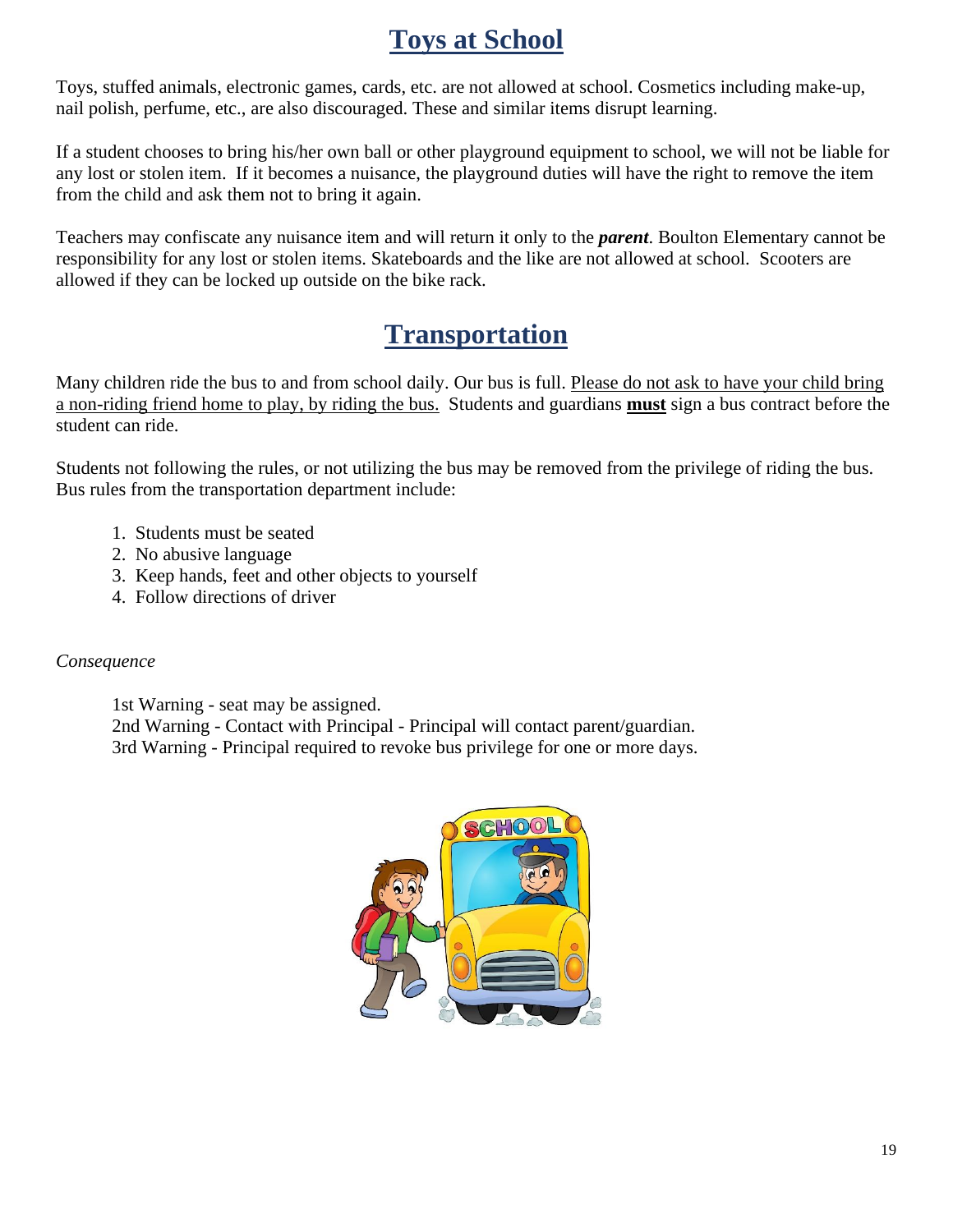# Toys at School

Toys, stuffed animals, electronic games, cards, etc. are not allowed at school. Cosmetics including make-up, nail polish, perfume, etc., are also discouraged. These and similar items disrupt learning.

If a student chooses to bring his/her own ball or other playground equipment to school, we will not be liable for any lost or stolen item. If it becomes a nuisance, the playground duties will have the right to remove the item from the child and ask them not to bring it again.

Teachers may confiscate any nuisance item and will return it only to the ***parent***. Boulton Elementary cannot be responsibility for any lost or stolen items. Skateboards and the like are not allowed at school. Scooters are allowed if they can be locked up outside on the bike rack.

# Transportation

Many children ride the bus to and from school daily. Our bus is full. Please do not ask to have your child bring a non-riding friend home to play, by riding the bus. Students and guardians **must** sign a bus contract before the student can ride.

Students not following the rules, or not utilizing the bus may be removed from the privilege of riding the bus. Bus rules from the transportation department include:

1. Students must be seated
2. No abusive language
3. Keep hands, feet and other objects to yourself
4. Follow directions of driver

*Consequence*

1st Warning - seat may be assigned.
2nd Warning - Contact with Principal - Principal will contact parent/guardian.
3rd Warning - Principal required to revoke bus privilege for one or more days.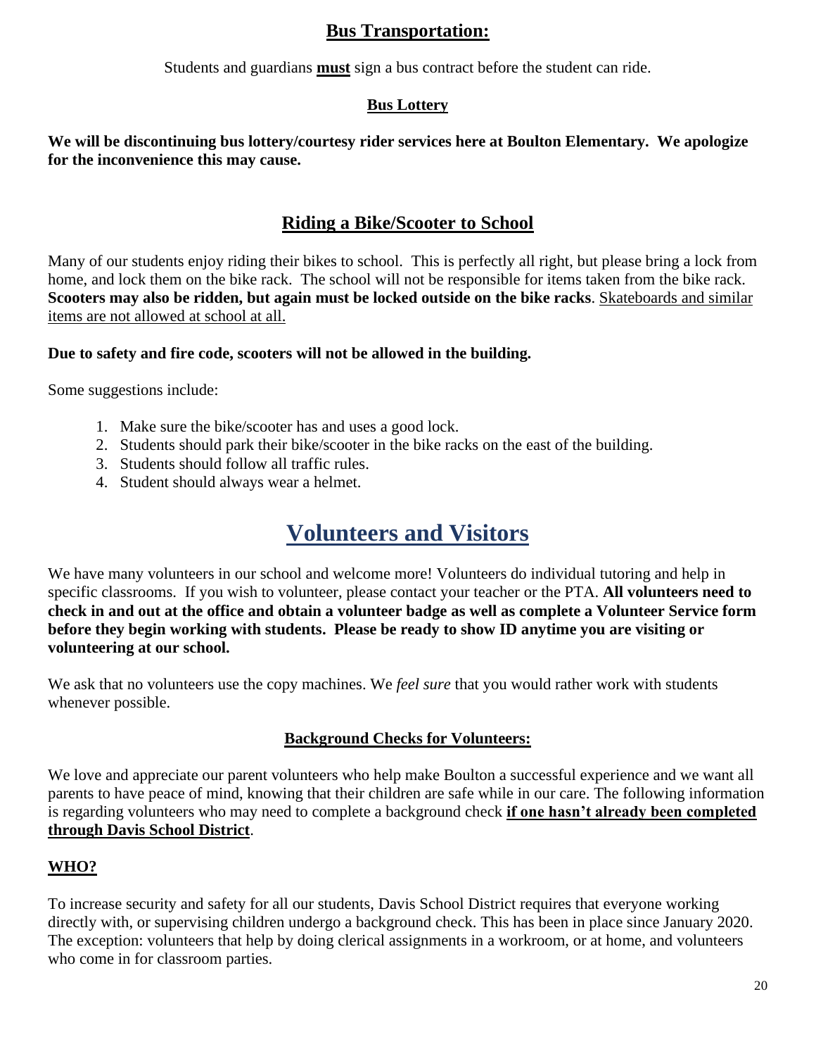## Bus Transportation:

Students and guardians **must** sign a bus contract before the student can ride.

### Bus Lottery

**We will be discontinuing bus lottery/courtesy rider services here at Boulton Elementary. We apologize for the inconvenience this may cause.**

## Riding a Bike/Scooter to School

Many of our students enjoy riding their bikes to school. This is perfectly all right, but please bring a lock from home, and lock them on the bike rack. The school will not be responsible for items taken from the bike rack. **Scooters may also be ridden, but again must be locked outside on the bike racks**. Skateboards and similar items are not allowed at school at all.

**Due to safety and fire code, scooters will not be allowed in the building.**

Some suggestions include:

1. Make sure the bike/scooter has and uses a good lock.
2. Students should park their bike/scooter in the bike racks on the east of the building.
3. Students should follow all traffic rules.
4. Student should always wear a helmet.

# Volunteers and Visitors

We have many volunteers in our school and welcome more! Volunteers do individual tutoring and help in specific classrooms. If you wish to volunteer, please contact your teacher or the PTA. **All volunteers need to check in and out at the office and obtain a volunteer badge as well as complete a Volunteer Service form before they begin working with students. Please be ready to show ID anytime you are visiting or volunteering at our school.**

We ask that no volunteers use the copy machines. We *feel sure* that you would rather work with students whenever possible.

### Background Checks for Volunteers:

We love and appreciate our parent volunteers who help make Boulton a successful experience and we want all parents to have peace of mind, knowing that their children are safe while in our care. The following information is regarding volunteers who may need to complete a background check **if one hasn't already been completed through Davis School District**.

### WHO?

To increase security and safety for all our students, Davis School District requires that everyone working directly with, or supervising children undergo a background check. This has been in place since January 2020. The exception: volunteers that help by doing clerical assignments in a workroom, or at home, and volunteers who come in for classroom parties.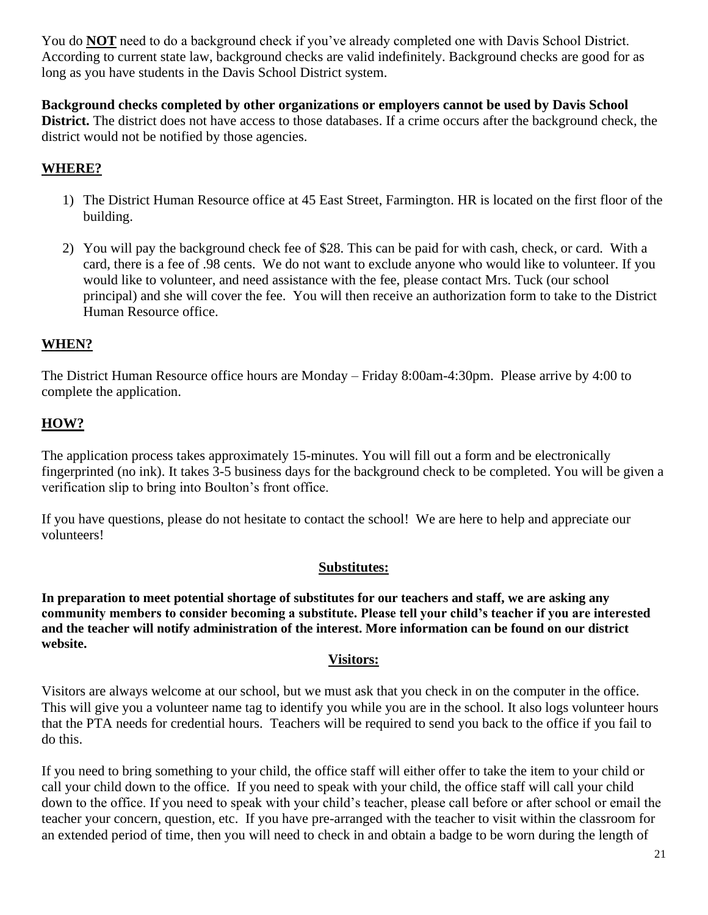You do **NOT** need to do a background check if you've already completed one with Davis School District. According to current state law, background checks are valid indefinitely. Background checks are good for as long as you have students in the Davis School District system.

**Background checks completed by other organizations or employers cannot be used by Davis School District.** The district does not have access to those databases. If a crime occurs after the background check, the district would not be notified by those agencies.

## WHERE?

1) The District Human Resource office at 45 East Street, Farmington. HR is located on the first floor of the building.

2) You will pay the background check fee of $28. This can be paid for with cash, check, or card. With a card, there is a fee of .98 cents. We do not want to exclude anyone who would like to volunteer. If you would like to volunteer, and need assistance with the fee, please contact Mrs. Tuck (our school principal) and she will cover the fee. You will then receive an authorization form to take to the District Human Resource office.

## WHEN?

The District Human Resource office hours are Monday – Friday 8:00am-4:30pm. Please arrive by 4:00 to complete the application.

## HOW?

The application process takes approximately 15-minutes. You will fill out a form and be electronically fingerprinted (no ink). It takes 3-5 business days for the background check to be completed. You will be given a verification slip to bring into Boulton's front office.

If you have questions, please do not hesitate to contact the school! We are here to help and appreciate our volunteers!

## Substitutes:

**In preparation to meet potential shortage of substitutes for our teachers and staff, we are asking any community members to consider becoming a substitute. Please tell your child's teacher if you are interested and the teacher will notify administration of the interest. More information can be found on our district website.**

## Visitors:

Visitors are always welcome at our school, but we must ask that you check in on the computer in the office. This will give you a volunteer name tag to identify you while you are in the school. It also logs volunteer hours that the PTA needs for credential hours. Teachers will be required to send you back to the office if you fail to do this.

If you need to bring something to your child, the office staff will either offer to take the item to your child or call your child down to the office. If you need to speak with your child, the office staff will call your child down to the office. If you need to speak with your child's teacher, please call before or after school or email the teacher your concern, question, etc. If you have pre-arranged with the teacher to visit within the classroom for an extended period of time, then you will need to check in and obtain a badge to be worn during the length of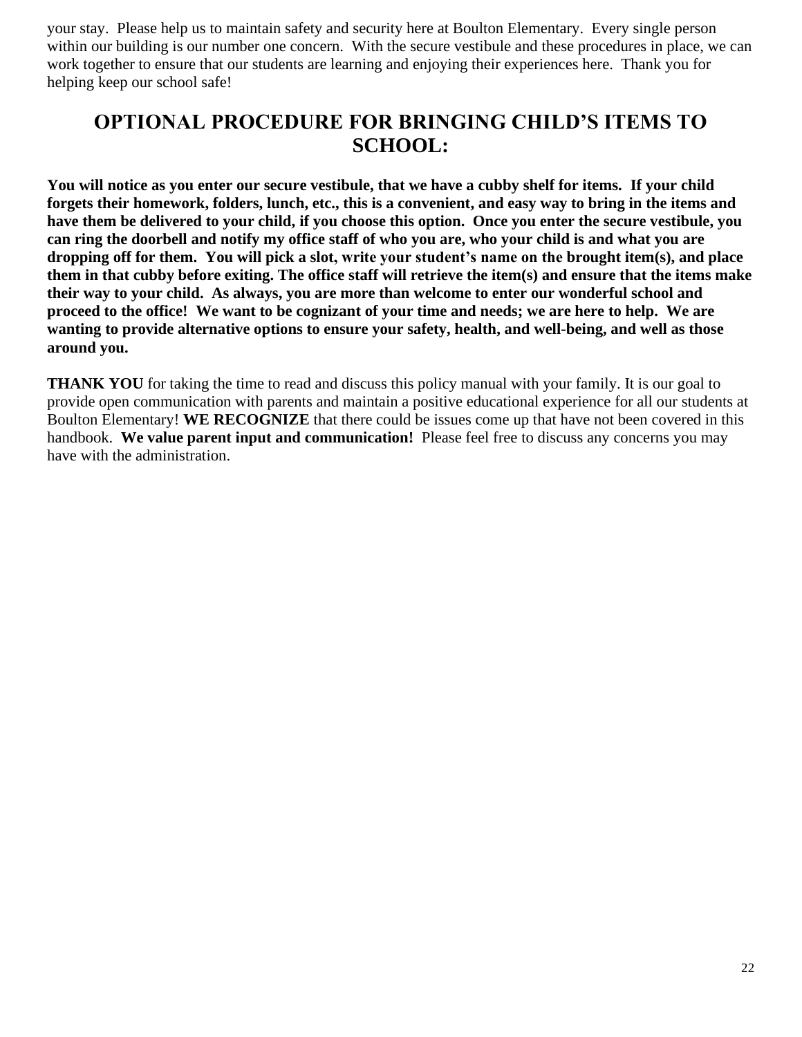your stay. Please help us to maintain safety and security here at Boulton Elementary. Every single person within our building is our number one concern. With the secure vestibule and these procedures in place, we can work together to ensure that our students are learning and enjoying their experiences here. Thank you for helping keep our school safe!

## OPTIONAL PROCEDURE FOR BRINGING CHILD'S ITEMS TO SCHOOL:

**You will notice as you enter our secure vestibule, that we have a cubby shelf for items. If your child forgets their homework, folders, lunch, etc., this is a convenient, and easy way to bring in the items and have them be delivered to your child, if you choose this option. Once you enter the secure vestibule, you can ring the doorbell and notify my office staff of who you are, who your child is and what you are dropping off for them. You will pick a slot, write your student's name on the brought item(s), and place them in that cubby before exiting. The office staff will retrieve the item(s) and ensure that the items make their way to your child. As always, you are more than welcome to enter our wonderful school and proceed to the office! We want to be cognizant of your time and needs; we are here to help. We are wanting to provide alternative options to ensure your safety, health, and well-being, and well as those around you.**

**THANK YOU** for taking the time to read and discuss this policy manual with your family. It is our goal to provide open communication with parents and maintain a positive educational experience for all our students at Boulton Elementary! **WE RECOGNIZE** that there could be issues come up that have not been covered in this handbook. **We value parent input and communication!** Please feel free to discuss any concerns you may have with the administration.